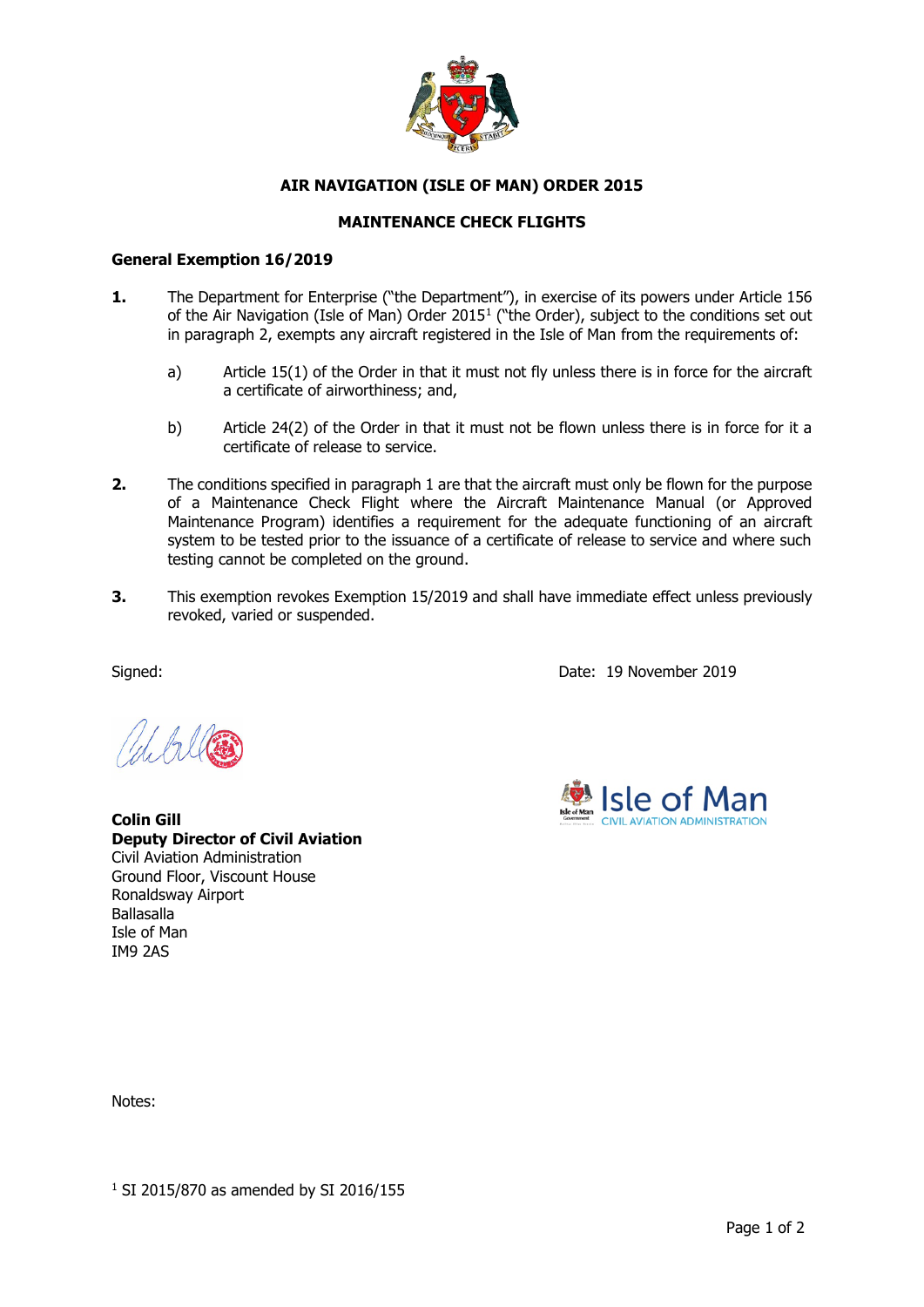# AIR NAVIGATION (ISLE OF MAN) ORDER 2015

## MAINTENANCE CHECK FLIGHTS

### General Exemption 16/2019

**1.** The Department for Enterprise ("the Department"), in exercise of its powers under Article 156 of the Air Navigation (Isle of Man) Order 2015[1] ("the Order), subject to the conditions set out in paragraph 2, exempts any aircraft registered in the Isle of Man from the requirements of:

a) Article 15(1) of the Order in that it must not fly unless there is in force for the aircraft a certificate of airworthiness; and,

b) Article 24(2) of the Order in that it must not be flown unless there is in force for it a certificate of release to service.

**2.** The conditions specified in paragraph 1 are that the aircraft must only be flown for the purpose of a Maintenance Check Flight where the Aircraft Maintenance Manual (or Approved Maintenance Program) identifies a requirement for the adequate functioning of an aircraft system to be tested prior to the issuance of a certificate of release to service and where such testing cannot be completed on the ground.

**3.** This exemption revokes Exemption 15/2019 and shall have immediate effect unless previously revoked, varied or suspended.

Signed:

Date: 19 November 2019

**Colin Gill**
**Deputy Director of Civil Aviation**
Civil Aviation Administration
Ground Floor, Viscount House
Ronaldsway Airport
Ballasalla
Isle of Man
IM9 2AS

Isle of Man
CIVIL AVIATION ADMINISTRATION

Notes:

[1] SI 2015/870 as amended by SI 2016/155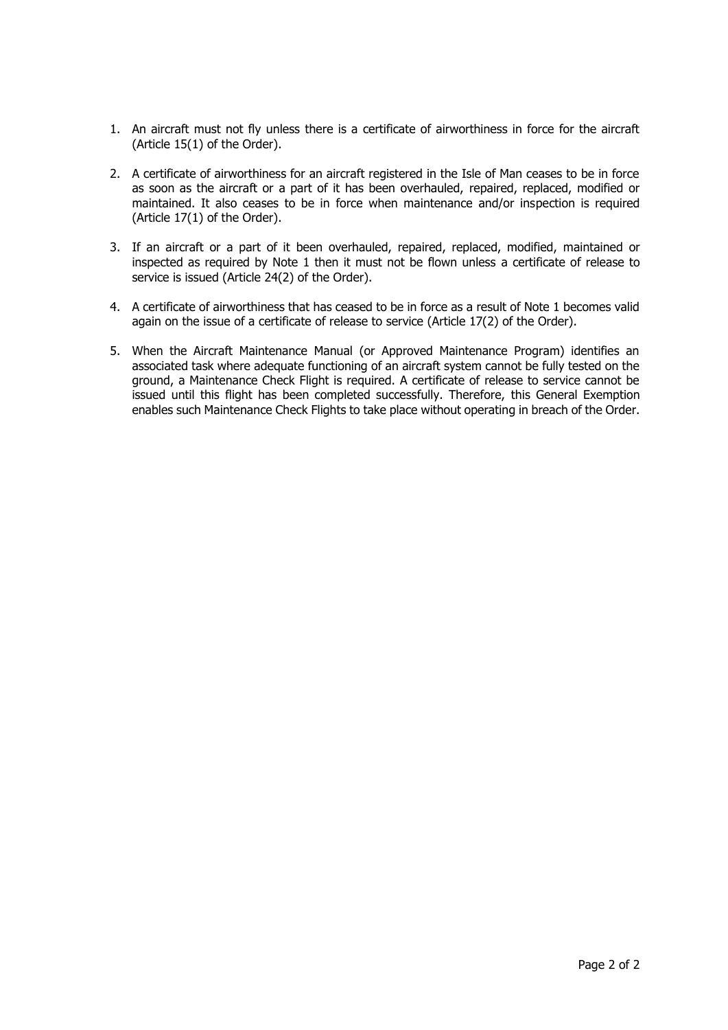1. An aircraft must not fly unless there is a certificate of airworthiness in force for the aircraft (Article 15(1) of the Order).

2. A certificate of airworthiness for an aircraft registered in the Isle of Man ceases to be in force as soon as the aircraft or a part of it has been overhauled, repaired, replaced, modified or maintained. It also ceases to be in force when maintenance and/or inspection is required (Article 17(1) of the Order).

3. If an aircraft or a part of it been overhauled, repaired, replaced, modified, maintained or inspected as required by Note 1 then it must not be flown unless a certificate of release to service is issued (Article 24(2) of the Order).

4. A certificate of airworthiness that has ceased to be in force as a result of Note 1 becomes valid again on the issue of a certificate of release to service (Article 17(2) of the Order).

5. When the Aircraft Maintenance Manual (or Approved Maintenance Program) identifies an associated task where adequate functioning of an aircraft system cannot be fully tested on the ground, a Maintenance Check Flight is required. A certificate of release to service cannot be issued until this flight has been completed successfully. Therefore, this General Exemption enables such Maintenance Check Flights to take place without operating in breach of the Order.